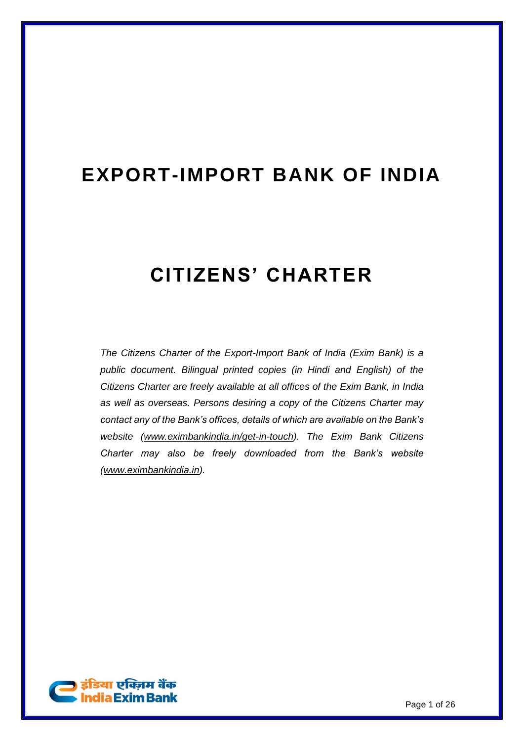# EXPORT-IMPORT BANK OF INDIA

# CITIZENS' CHARTER

*The Citizens Charter of the Export-Import Bank of India (Exim Bank) is a public document. Bilingual printed copies (in Hindi and English) of the Citizens Charter are freely available at all offices of the Exim Bank, in India as well as overseas. Persons desiring a copy of the Citizens Charter may contact any of the Bank's offices, details of which are available on the Bank's website (www.eximbankindia.in/get-in-touch). The Exim Bank Citizens Charter may also be freely downloaded from the Bank's website (www.eximbankindia.in).*

इंडिया एक्ज़िम बैंक
India Exim Bank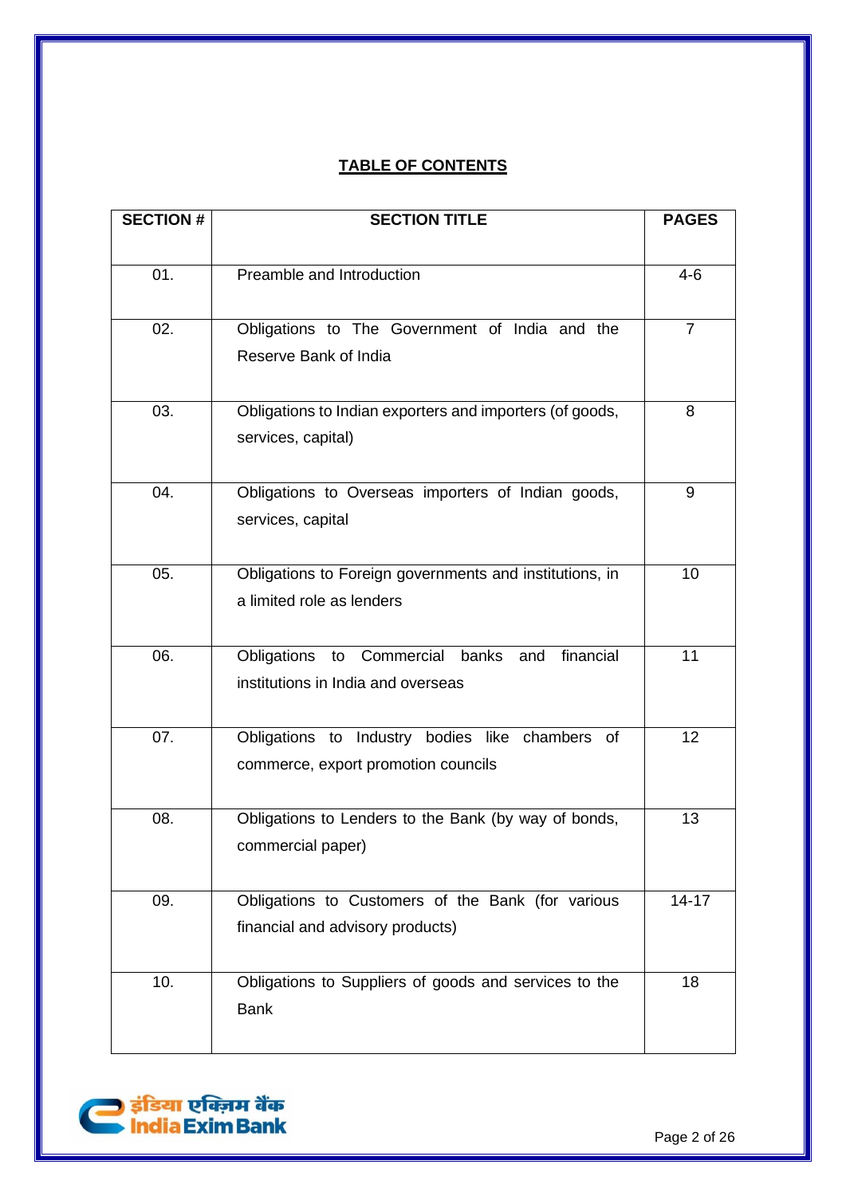**TABLE OF CONTENTS**

| SECTION # | SECTION TITLE | PAGES |
|---|---|---|
| 01. | Preamble and Introduction | 4-6 |
| 02. | Obligations to The Government of India and the Reserve Bank of India | 7 |
| 03. | Obligations to Indian exporters and importers (of goods, services, capital) | 8 |
| 04. | Obligations to Overseas importers of Indian goods, services, capital | 9 |
| 05. | Obligations to Foreign governments and institutions, in a limited role as lenders | 10 |
| 06. | Obligations to Commercial banks and financial institutions in India and overseas | 11 |
| 07. | Obligations to Industry bodies like chambers of commerce, export promotion councils | 12 |
| 08. | Obligations to Lenders to the Bank (by way of bonds, commercial paper) | 13 |
| 09. | Obligations to Customers of the Bank (for various financial and advisory products) | 14-17 |
| 10. | Obligations to Suppliers of goods and services to the Bank | 18 |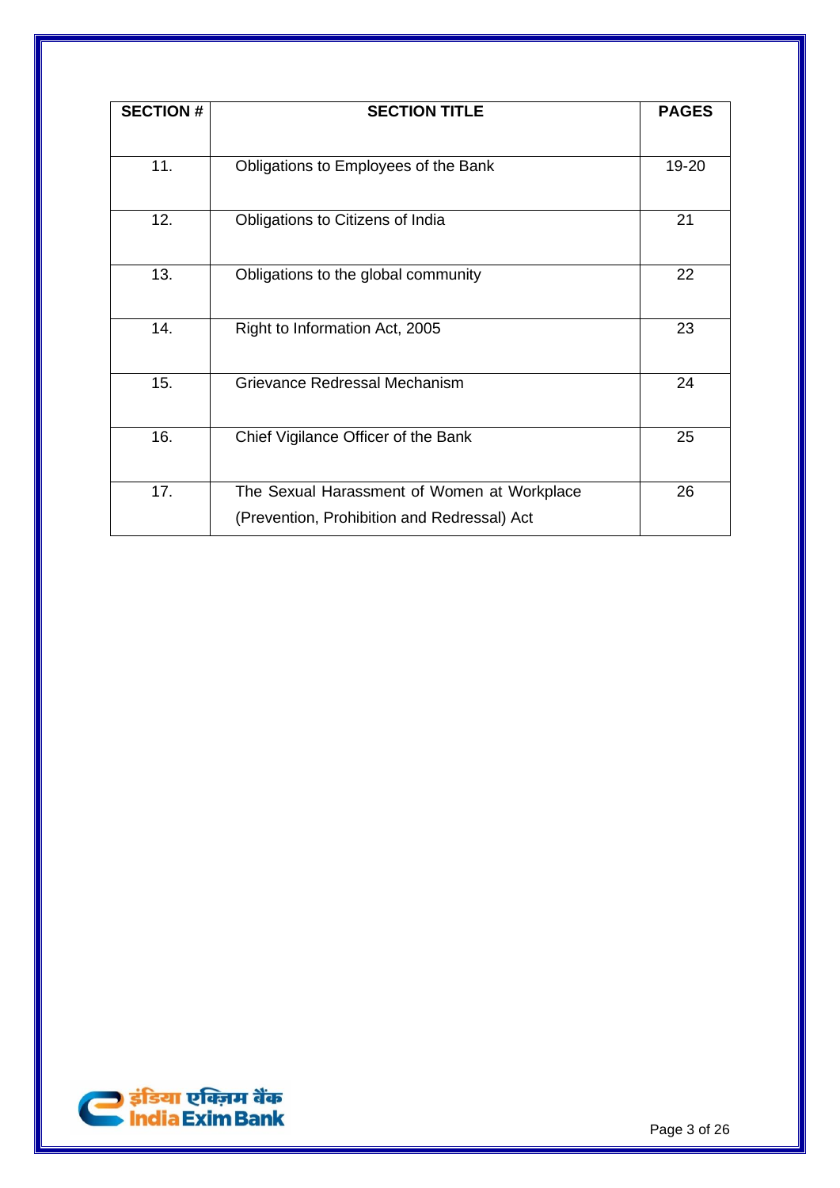| SECTION # | SECTION TITLE | PAGES |
|---|---|---|
| 11. | Obligations to Employees of the Bank | 19-20 |
| 12. | Obligations to Citizens of India | 21 |
| 13. | Obligations to the global community | 22 |
| 14. | Right to Information Act, 2005 | 23 |
| 15. | Grievance Redressal Mechanism | 24 |
| 16. | Chief Vigilance Officer of the Bank | 25 |
| 17. | The Sexual Harassment of Women at Workplace (Prevention, Prohibition and Redressal) Act | 26 |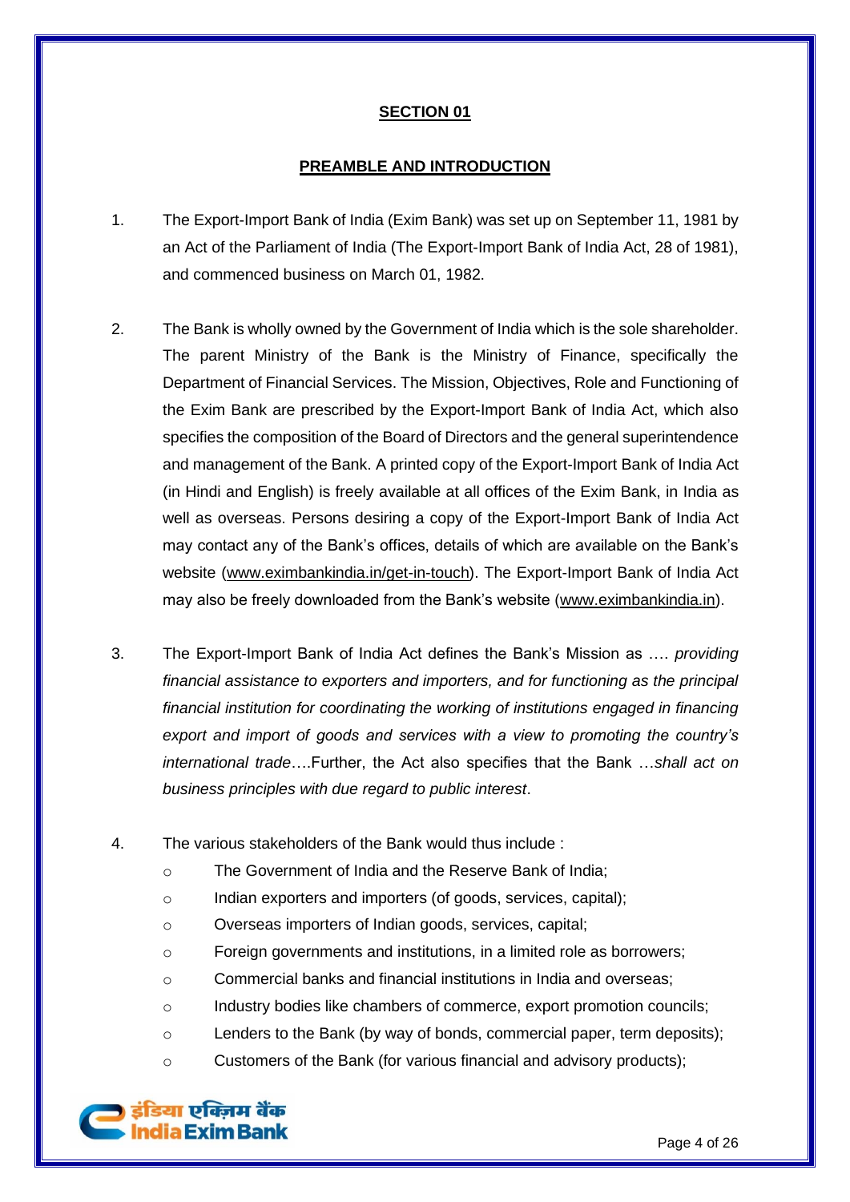## SECTION 01

## PREAMBLE AND INTRODUCTION

1. The Export-Import Bank of India (Exim Bank) was set up on September 11, 1981 by an Act of the Parliament of India (The Export-Import Bank of India Act, 28 of 1981), and commenced business on March 01, 1982.

2. The Bank is wholly owned by the Government of India which is the sole shareholder. The parent Ministry of the Bank is the Ministry of Finance, specifically the Department of Financial Services. The Mission, Objectives, Role and Functioning of the Exim Bank are prescribed by the Export-Import Bank of India Act, which also specifies the composition of the Board of Directors and the general superintendence and management of the Bank. A printed copy of the Export-Import Bank of India Act (in Hindi and English) is freely available at all offices of the Exim Bank, in India as well as overseas. Persons desiring a copy of the Export-Import Bank of India Act may contact any of the Bank's offices, details of which are available on the Bank's website (www.eximbankindia.in/get-in-touch). The Export-Import Bank of India Act may also be freely downloaded from the Bank's website (www.eximbankindia.in).

3. The Export-Import Bank of India Act defines the Bank's Mission as …. *providing financial assistance to exporters and importers, and for functioning as the principal financial institution for coordinating the working of institutions engaged in financing export and import of goods and services with a view to promoting the country's international trade*….Further, the Act also specifies that the Bank …*shall act on business principles with due regard to public interest*.

4. The various stakeholders of the Bank would thus include :
   - The Government of India and the Reserve Bank of India;
   - Indian exporters and importers (of goods, services, capital);
   - Overseas importers of Indian goods, services, capital;
   - Foreign governments and institutions, in a limited role as borrowers;
   - Commercial banks and financial institutions in India and overseas;
   - Industry bodies like chambers of commerce, export promotion councils;
   - Lenders to the Bank (by way of bonds, commercial paper, term deposits);
   - Customers of the Bank (for various financial and advisory products);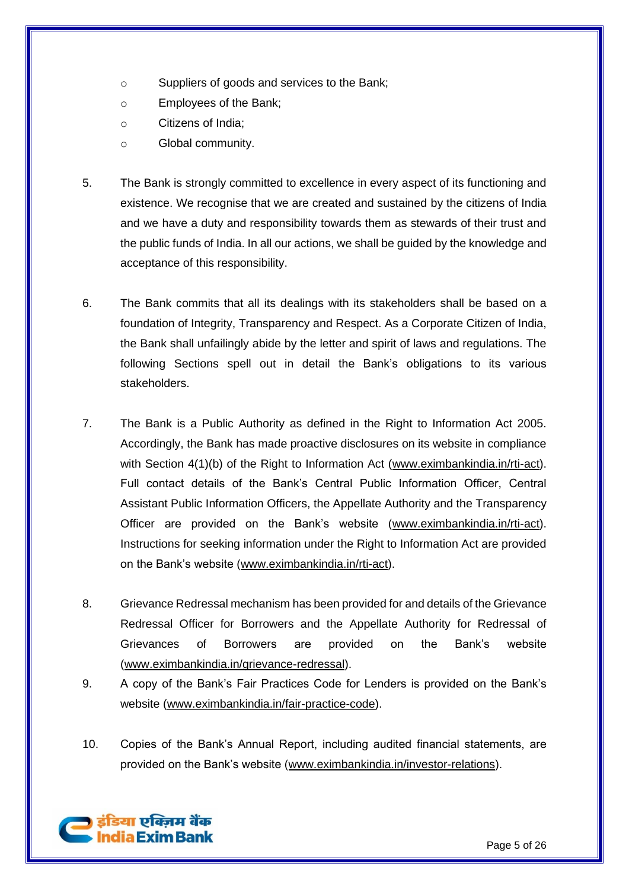- Suppliers of goods and services to the Bank;
- Employees of the Bank;
- Citizens of India;
- Global community.

5. The Bank is strongly committed to excellence in every aspect of its functioning and existence. We recognise that we are created and sustained by the citizens of India and we have a duty and responsibility towards them as stewards of their trust and the public funds of India. In all our actions, we shall be guided by the knowledge and acceptance of this responsibility.

6. The Bank commits that all its dealings with its stakeholders shall be based on a foundation of Integrity, Transparency and Respect. As a Corporate Citizen of India, the Bank shall unfailingly abide by the letter and spirit of laws and regulations. The following Sections spell out in detail the Bank's obligations to its various stakeholders.

7. The Bank is a Public Authority as defined in the Right to Information Act 2005. Accordingly, the Bank has made proactive disclosures on its website in compliance with Section 4(1)(b) of the Right to Information Act (www.eximbankindia.in/rti-act). Full contact details of the Bank's Central Public Information Officer, Central Assistant Public Information Officers, the Appellate Authority and the Transparency Officer are provided on the Bank's website (www.eximbankindia.in/rti-act). Instructions for seeking information under the Right to Information Act are provided on the Bank's website (www.eximbankindia.in/rti-act).

8. Grievance Redressal mechanism has been provided for and details of the Grievance Redressal Officer for Borrowers and the Appellate Authority for Redressal of Grievances of Borrowers are provided on the Bank's website (www.eximbankindia.in/grievance-redressal).

9. A copy of the Bank's Fair Practices Code for Lenders is provided on the Bank's website (www.eximbankindia.in/fair-practice-code).

10. Copies of the Bank's Annual Report, including audited financial statements, are provided on the Bank's website (www.eximbankindia.in/investor-relations).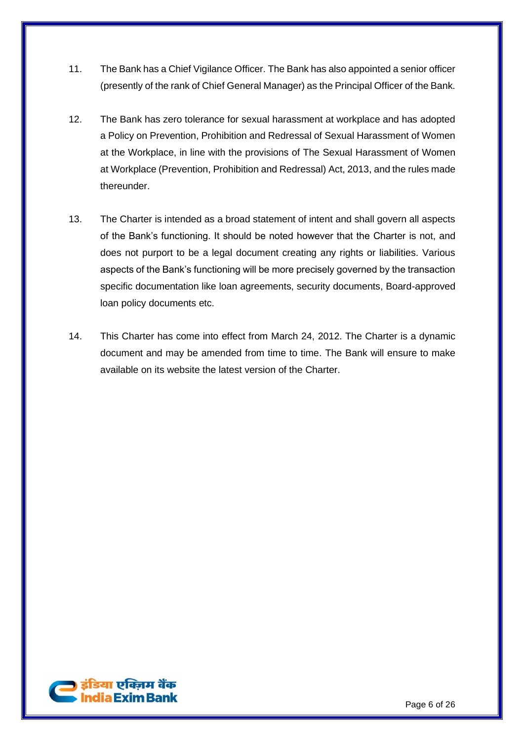11. The Bank has a Chief Vigilance Officer. The Bank has also appointed a senior officer (presently of the rank of Chief General Manager) as the Principal Officer of the Bank.

12. The Bank has zero tolerance for sexual harassment at workplace and has adopted a Policy on Prevention, Prohibition and Redressal of Sexual Harassment of Women at the Workplace, in line with the provisions of The Sexual Harassment of Women at Workplace (Prevention, Prohibition and Redressal) Act, 2013, and the rules made thereunder.

13. The Charter is intended as a broad statement of intent and shall govern all aspects of the Bank's functioning. It should be noted however that the Charter is not, and does not purport to be a legal document creating any rights or liabilities. Various aspects of the Bank's functioning will be more precisely governed by the transaction specific documentation like loan agreements, security documents, Board-approved loan policy documents etc.

14. This Charter has come into effect from March 24, 2012. The Charter is a dynamic document and may be amended from time to time. The Bank will ensure to make available on its website the latest version of the Charter.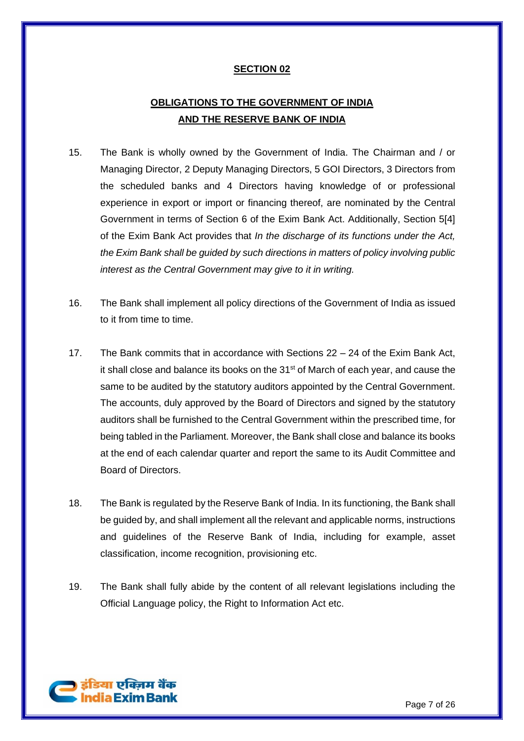## SECTION 02

## OBLIGATIONS TO THE GOVERNMENT OF INDIA AND THE RESERVE BANK OF INDIA

15. The Bank is wholly owned by the Government of India. The Chairman and / or Managing Director, 2 Deputy Managing Directors, 5 GOI Directors, 3 Directors from the scheduled banks and 4 Directors having knowledge of or professional experience in export or import or financing thereof, are nominated by the Central Government in terms of Section 6 of the Exim Bank Act. Additionally, Section 5[4] of the Exim Bank Act provides that *In the discharge of its functions under the Act, the Exim Bank shall be guided by such directions in matters of policy involving public interest as the Central Government may give to it in writing.*

16. The Bank shall implement all policy directions of the Government of India as issued to it from time to time.

17. The Bank commits that in accordance with Sections 22 – 24 of the Exim Bank Act, it shall close and balance its books on the 31st of March of each year, and cause the same to be audited by the statutory auditors appointed by the Central Government. The accounts, duly approved by the Board of Directors and signed by the statutory auditors shall be furnished to the Central Government within the prescribed time, for being tabled in the Parliament. Moreover, the Bank shall close and balance its books at the end of each calendar quarter and report the same to its Audit Committee and Board of Directors.

18. The Bank is regulated by the Reserve Bank of India. In its functioning, the Bank shall be guided by, and shall implement all the relevant and applicable norms, instructions and guidelines of the Reserve Bank of India, including for example, asset classification, income recognition, provisioning etc.

19. The Bank shall fully abide by the content of all relevant legislations including the Official Language policy, the Right to Information Act etc.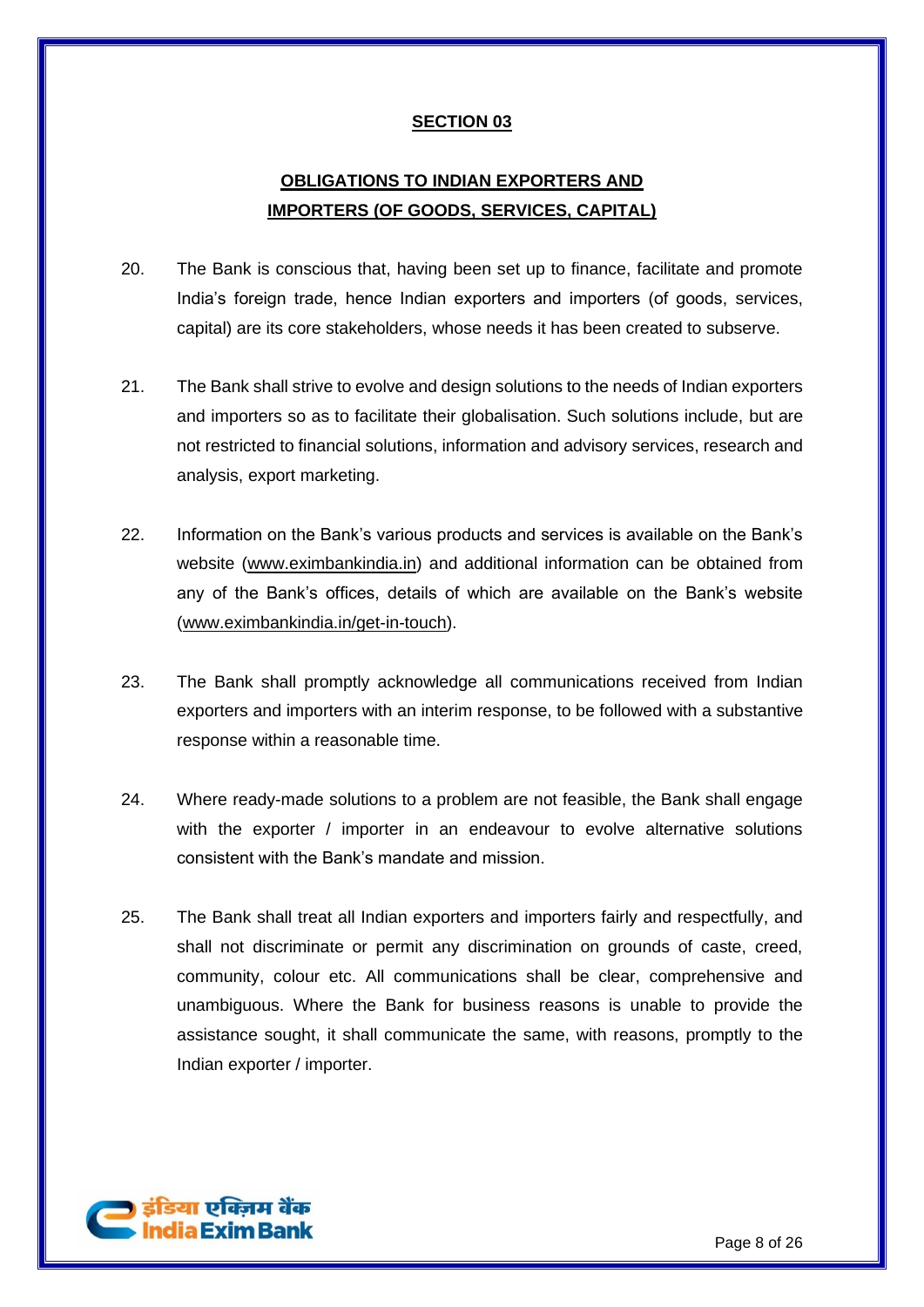## SECTION 03

## OBLIGATIONS TO INDIAN EXPORTERS AND IMPORTERS (OF GOODS, SERVICES, CAPITAL)

20. The Bank is conscious that, having been set up to finance, facilitate and promote India's foreign trade, hence Indian exporters and importers (of goods, services, capital) are its core stakeholders, whose needs it has been created to subserve.

21. The Bank shall strive to evolve and design solutions to the needs of Indian exporters and importers so as to facilitate their globalisation. Such solutions include, but are not restricted to financial solutions, information and advisory services, research and analysis, export marketing.

22. Information on the Bank's various products and services is available on the Bank's website (www.eximbankindia.in) and additional information can be obtained from any of the Bank's offices, details of which are available on the Bank's website (www.eximbankindia.in/get-in-touch).

23. The Bank shall promptly acknowledge all communications received from Indian exporters and importers with an interim response, to be followed with a substantive response within a reasonable time.

24. Where ready-made solutions to a problem are not feasible, the Bank shall engage with the exporter / importer in an endeavour to evolve alternative solutions consistent with the Bank's mandate and mission.

25. The Bank shall treat all Indian exporters and importers fairly and respectfully, and shall not discriminate or permit any discrimination on grounds of caste, creed, community, colour etc. All communications shall be clear, comprehensive and unambiguous. Where the Bank for business reasons is unable to provide the assistance sought, it shall communicate the same, with reasons, promptly to the Indian exporter / importer.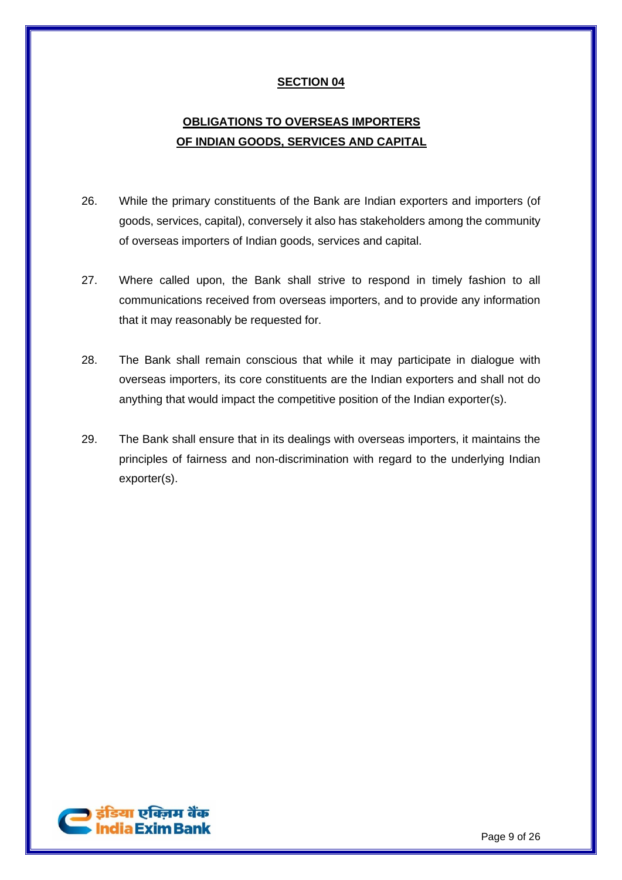## SECTION 04

## OBLIGATIONS TO OVERSEAS IMPORTERS OF INDIAN GOODS, SERVICES AND CAPITAL

26. While the primary constituents of the Bank are Indian exporters and importers (of goods, services, capital), conversely it also has stakeholders among the community of overseas importers of Indian goods, services and capital.

27. Where called upon, the Bank shall strive to respond in timely fashion to all communications received from overseas importers, and to provide any information that it may reasonably be requested for.

28. The Bank shall remain conscious that while it may participate in dialogue with overseas importers, its core constituents are the Indian exporters and shall not do anything that would impact the competitive position of the Indian exporter(s).

29. The Bank shall ensure that in its dealings with overseas importers, it maintains the principles of fairness and non-discrimination with regard to the underlying Indian exporter(s).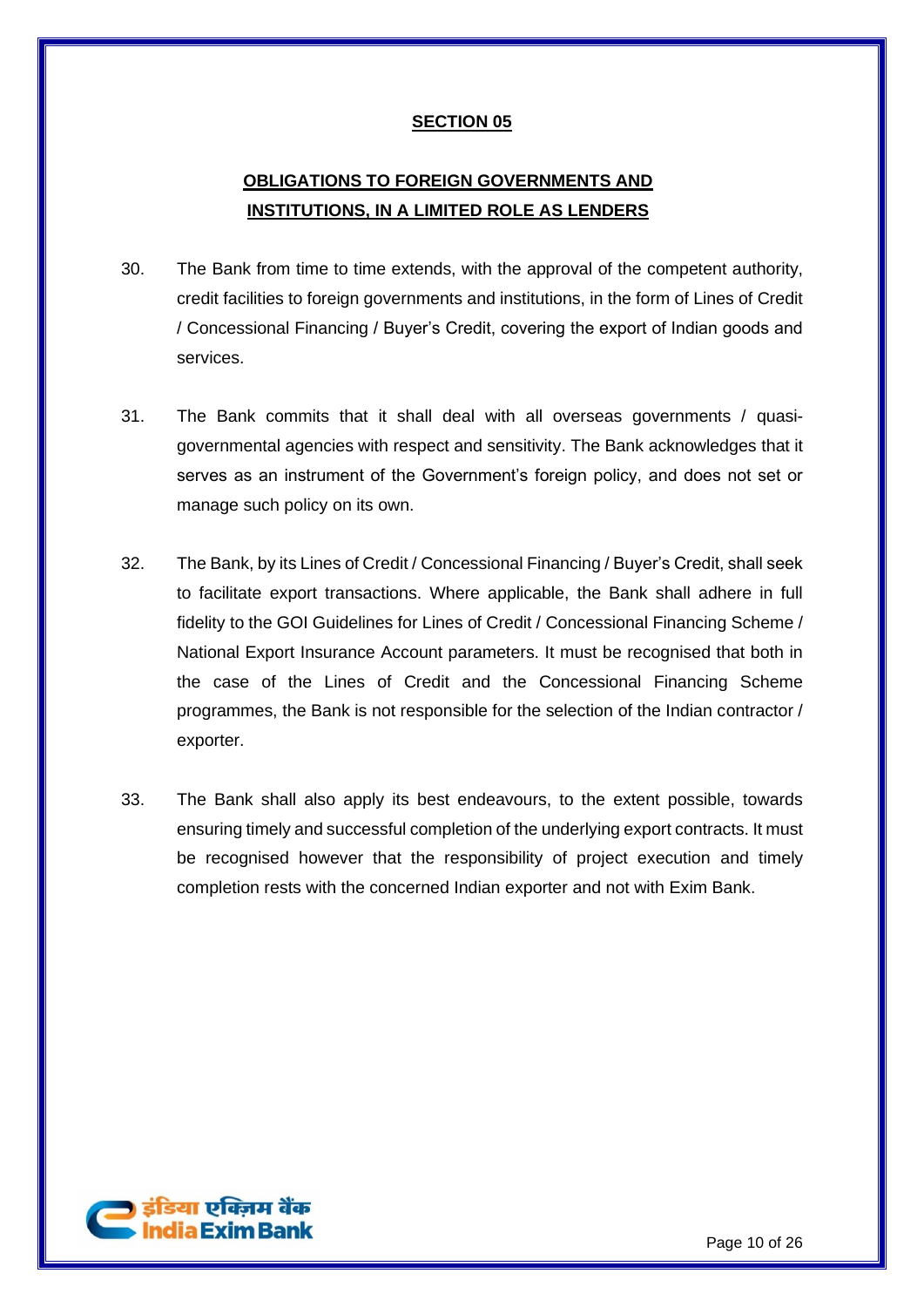## SECTION 05

## OBLIGATIONS TO FOREIGN GOVERNMENTS AND INSTITUTIONS, IN A LIMITED ROLE AS LENDERS

30. The Bank from time to time extends, with the approval of the competent authority, credit facilities to foreign governments and institutions, in the form of Lines of Credit / Concessional Financing / Buyer's Credit, covering the export of Indian goods and services.

31. The Bank commits that it shall deal with all overseas governments / quasi-governmental agencies with respect and sensitivity. The Bank acknowledges that it serves as an instrument of the Government's foreign policy, and does not set or manage such policy on its own.

32. The Bank, by its Lines of Credit / Concessional Financing / Buyer's Credit, shall seek to facilitate export transactions. Where applicable, the Bank shall adhere in full fidelity to the GOI Guidelines for Lines of Credit / Concessional Financing Scheme / National Export Insurance Account parameters. It must be recognised that both in the case of the Lines of Credit and the Concessional Financing Scheme programmes, the Bank is not responsible for the selection of the Indian contractor / exporter.

33. The Bank shall also apply its best endeavours, to the extent possible, towards ensuring timely and successful completion of the underlying export contracts. It must be recognised however that the responsibility of project execution and timely completion rests with the concerned Indian exporter and not with Exim Bank.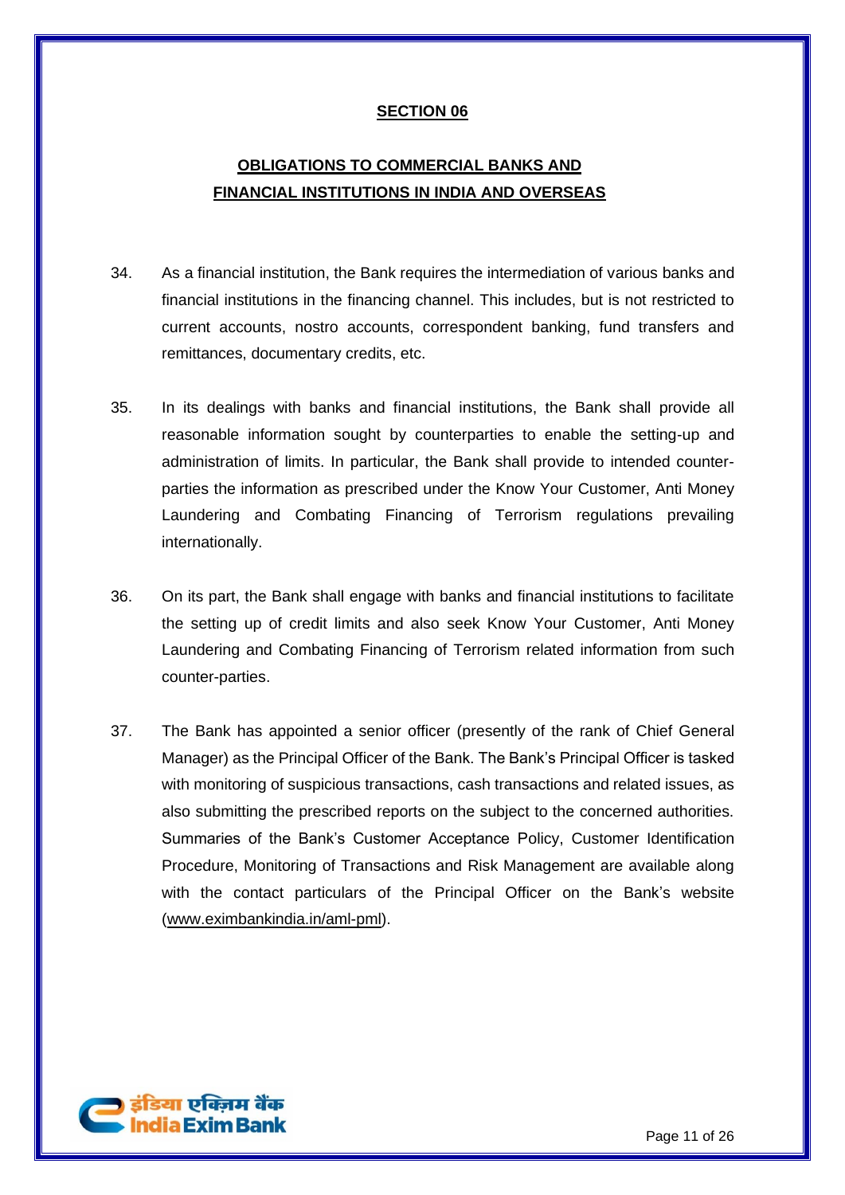## SECTION 06

## OBLIGATIONS TO COMMERCIAL BANKS AND FINANCIAL INSTITUTIONS IN INDIA AND OVERSEAS

34. As a financial institution, the Bank requires the intermediation of various banks and financial institutions in the financing channel. This includes, but is not restricted to current accounts, nostro accounts, correspondent banking, fund transfers and remittances, documentary credits, etc.

35. In its dealings with banks and financial institutions, the Bank shall provide all reasonable information sought by counterparties to enable the setting-up and administration of limits. In particular, the Bank shall provide to intended counter-parties the information as prescribed under the Know Your Customer, Anti Money Laundering and Combating Financing of Terrorism regulations prevailing internationally.

36. On its part, the Bank shall engage with banks and financial institutions to facilitate the setting up of credit limits and also seek Know Your Customer, Anti Money Laundering and Combating Financing of Terrorism related information from such counter-parties.

37. The Bank has appointed a senior officer (presently of the rank of Chief General Manager) as the Principal Officer of the Bank. The Bank's Principal Officer is tasked with monitoring of suspicious transactions, cash transactions and related issues, as also submitting the prescribed reports on the subject to the concerned authorities. Summaries of the Bank's Customer Acceptance Policy, Customer Identification Procedure, Monitoring of Transactions and Risk Management are available along with the contact particulars of the Principal Officer on the Bank's website (www.eximbankindia.in/aml-pml).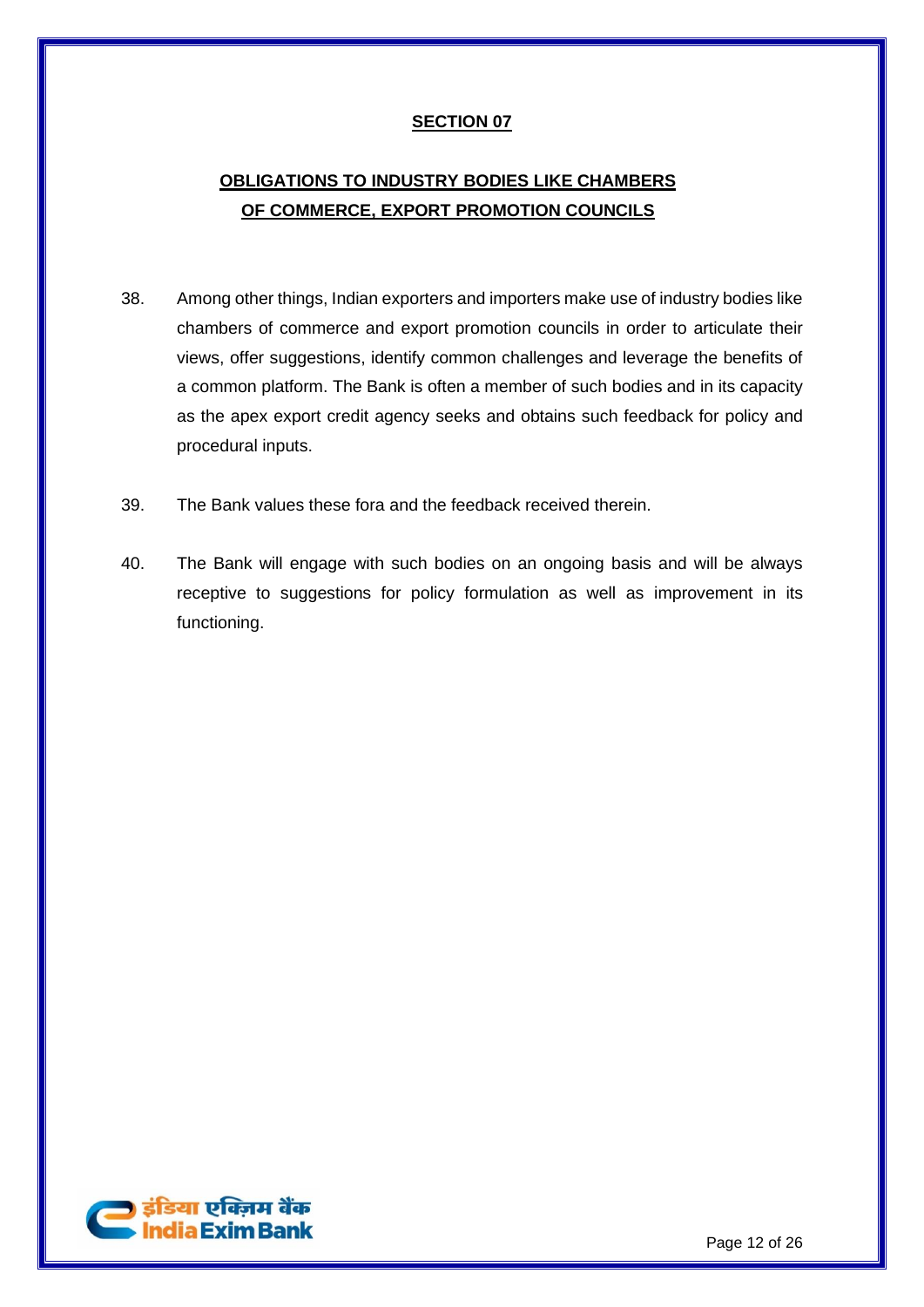## SECTION 07

## OBLIGATIONS TO INDUSTRY BODIES LIKE CHAMBERS OF COMMERCE, EXPORT PROMOTION COUNCILS

38. Among other things, Indian exporters and importers make use of industry bodies like chambers of commerce and export promotion councils in order to articulate their views, offer suggestions, identify common challenges and leverage the benefits of a common platform. The Bank is often a member of such bodies and in its capacity as the apex export credit agency seeks and obtains such feedback for policy and procedural inputs.

39. The Bank values these fora and the feedback received therein.

40. The Bank will engage with such bodies on an ongoing basis and will be always receptive to suggestions for policy formulation as well as improvement in its functioning.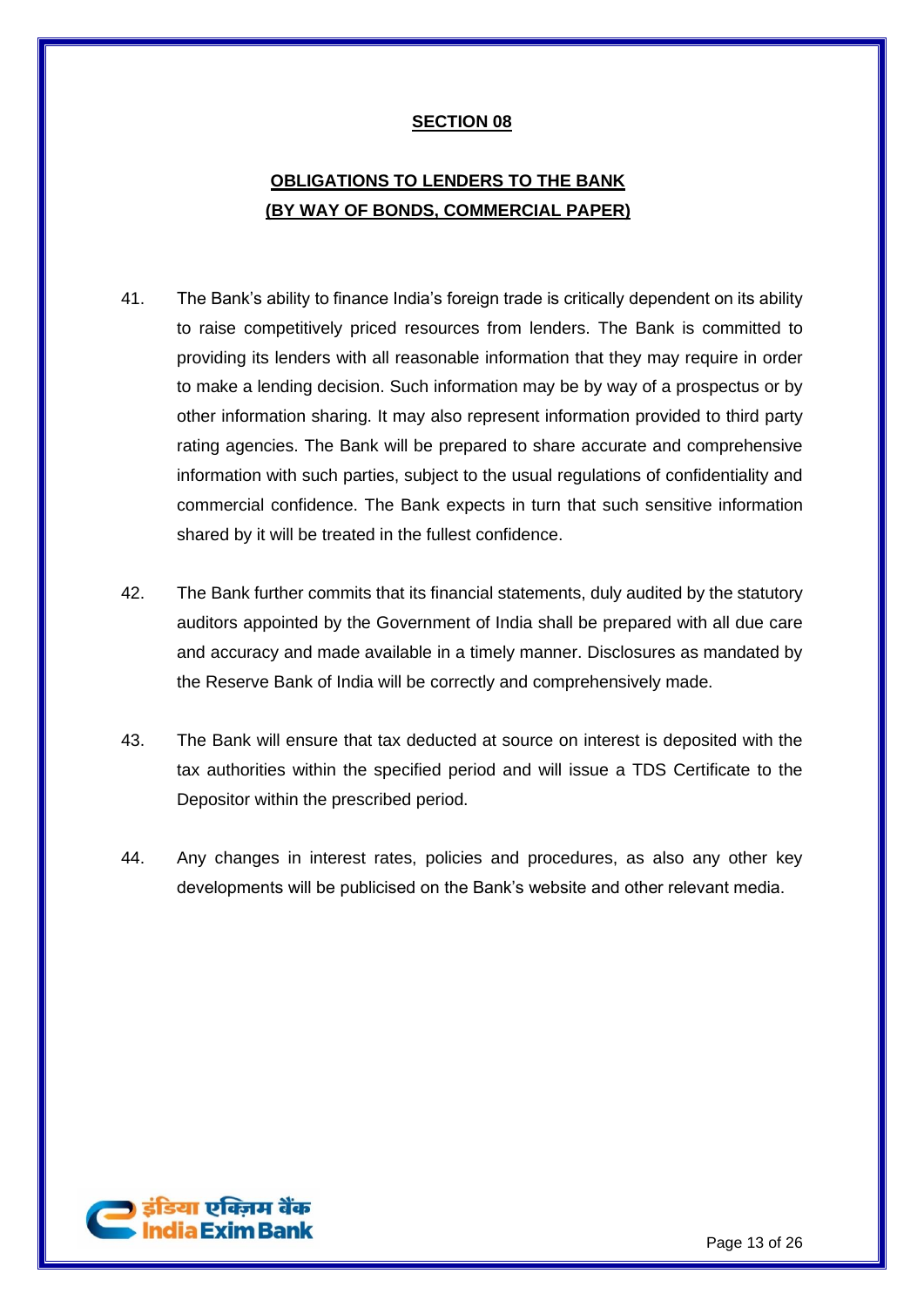## SECTION 08

## OBLIGATIONS TO LENDERS TO THE BANK (BY WAY OF BONDS, COMMERCIAL PAPER)

41. The Bank's ability to finance India's foreign trade is critically dependent on its ability to raise competitively priced resources from lenders. The Bank is committed to providing its lenders with all reasonable information that they may require in order to make a lending decision. Such information may be by way of a prospectus or by other information sharing. It may also represent information provided to third party rating agencies. The Bank will be prepared to share accurate and comprehensive information with such parties, subject to the usual regulations of confidentiality and commercial confidence. The Bank expects in turn that such sensitive information shared by it will be treated in the fullest confidence.

42. The Bank further commits that its financial statements, duly audited by the statutory auditors appointed by the Government of India shall be prepared with all due care and accuracy and made available in a timely manner. Disclosures as mandated by the Reserve Bank of India will be correctly and comprehensively made.

43. The Bank will ensure that tax deducted at source on interest is deposited with the tax authorities within the specified period and will issue a TDS Certificate to the Depositor within the prescribed period.

44. Any changes in interest rates, policies and procedures, as also any other key developments will be publicised on the Bank's website and other relevant media.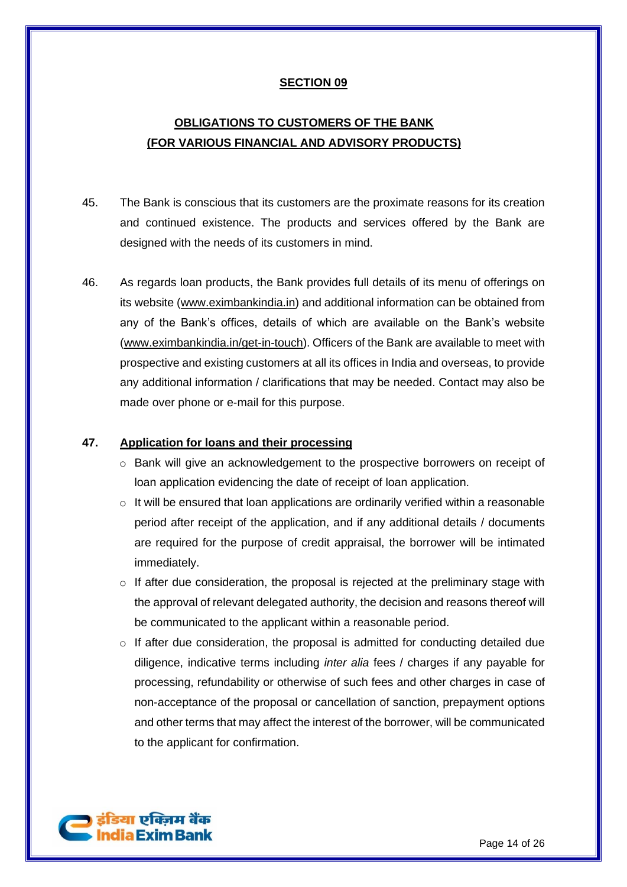## SECTION 09

## OBLIGATIONS TO CUSTOMERS OF THE BANK (FOR VARIOUS FINANCIAL AND ADVISORY PRODUCTS)

45. The Bank is conscious that its customers are the proximate reasons for its creation and continued existence. The products and services offered by the Bank are designed with the needs of its customers in mind.

46. As regards loan products, the Bank provides full details of its menu of offerings on its website (www.eximbankindia.in) and additional information can be obtained from any of the Bank's offices, details of which are available on the Bank's website (www.eximbankindia.in/get-in-touch). Officers of the Bank are available to meet with prospective and existing customers at all its offices in India and overseas, to provide any additional information / clarifications that may be needed. Contact may also be made over phone or e-mail for this purpose.

**47. Application for loans and their processing**

- Bank will give an acknowledgement to the prospective borrowers on receipt of loan application evidencing the date of receipt of loan application.
- It will be ensured that loan applications are ordinarily verified within a reasonable period after receipt of the application, and if any additional details / documents are required for the purpose of credit appraisal, the borrower will be intimated immediately.
- If after due consideration, the proposal is rejected at the preliminary stage with the approval of relevant delegated authority, the decision and reasons thereof will be communicated to the applicant within a reasonable period.
- If after due consideration, the proposal is admitted for conducting detailed due diligence, indicative terms including *inter alia* fees / charges if any payable for processing, refundability or otherwise of such fees and other charges in case of non-acceptance of the proposal or cancellation of sanction, prepayment options and other terms that may affect the interest of the borrower, will be communicated to the applicant for confirmation.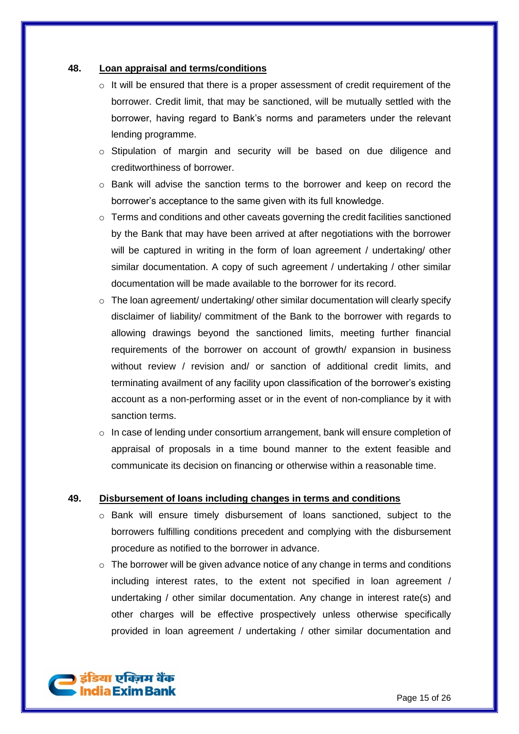**48. Loan appraisal and terms/conditions**

- It will be ensured that there is a proper assessment of credit requirement of the borrower. Credit limit, that may be sanctioned, will be mutually settled with the borrower, having regard to Bank's norms and parameters under the relevant lending programme.
- Stipulation of margin and security will be based on due diligence and creditworthiness of borrower.
- Bank will advise the sanction terms to the borrower and keep on record the borrower's acceptance to the same given with its full knowledge.
- Terms and conditions and other caveats governing the credit facilities sanctioned by the Bank that may have been arrived at after negotiations with the borrower will be captured in writing in the form of loan agreement / undertaking/ other similar documentation. A copy of such agreement / undertaking / other similar documentation will be made available to the borrower for its record.
- The loan agreement/ undertaking/ other similar documentation will clearly specify disclaimer of liability/ commitment of the Bank to the borrower with regards to allowing drawings beyond the sanctioned limits, meeting further financial requirements of the borrower on account of growth/ expansion in business without review / revision and/ or sanction of additional credit limits, and terminating availment of any facility upon classification of the borrower's existing account as a non-performing asset or in the event of non-compliance by it with sanction terms.
- In case of lending under consortium arrangement, bank will ensure completion of appraisal of proposals in a time bound manner to the extent feasible and communicate its decision on financing or otherwise within a reasonable time.

**49. Disbursement of loans including changes in terms and conditions**

- Bank will ensure timely disbursement of loans sanctioned, subject to the borrowers fulfilling conditions precedent and complying with the disbursement procedure as notified to the borrower in advance.
- The borrower will be given advance notice of any change in terms and conditions including interest rates, to the extent not specified in loan agreement / undertaking / other similar documentation. Any change in interest rate(s) and other charges will be effective prospectively unless otherwise specifically provided in loan agreement / undertaking / other similar documentation and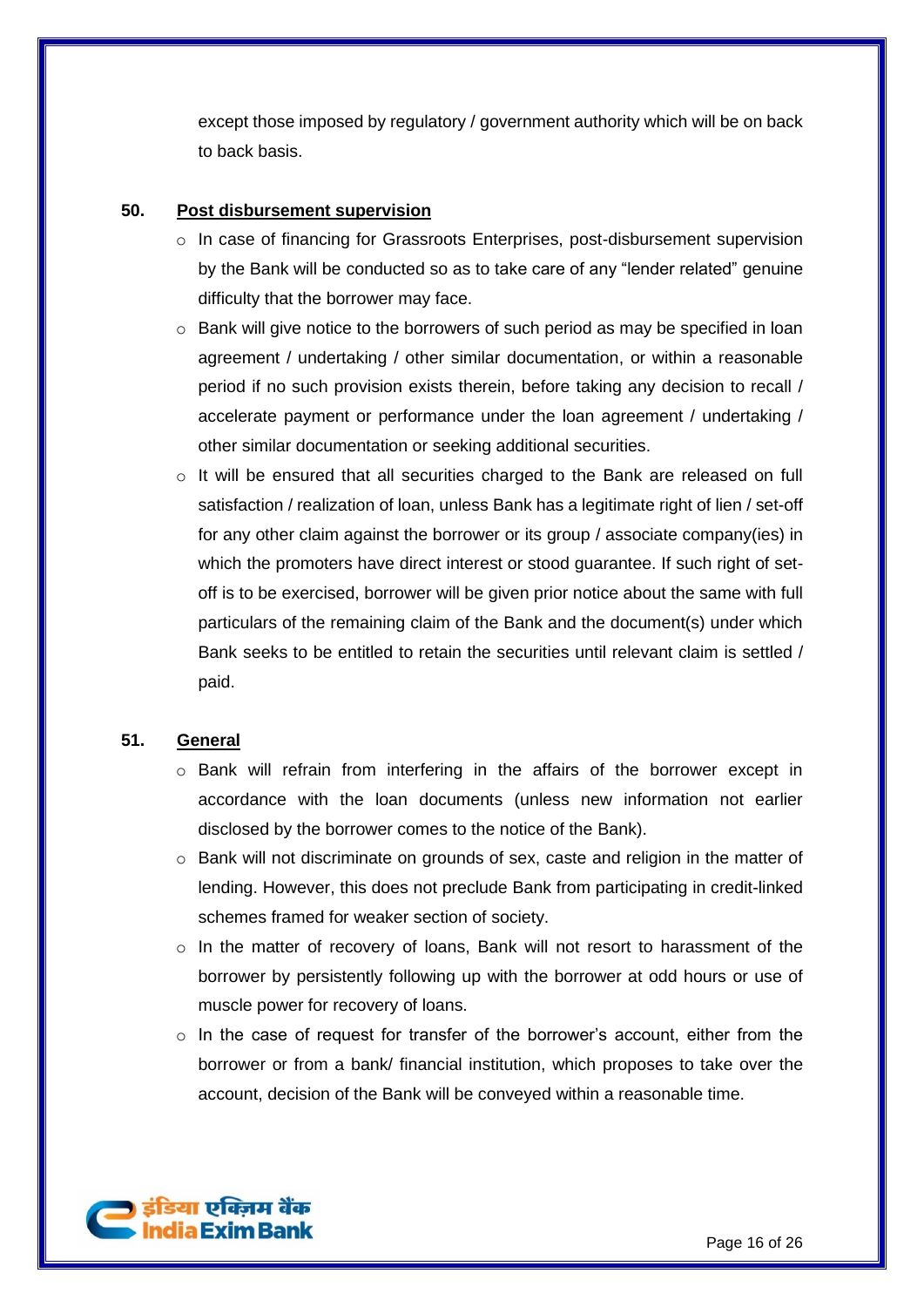except those imposed by regulatory / government authority which will be on back to back basis.

**50. Post disbursement supervision**

- In case of financing for Grassroots Enterprises, post-disbursement supervision by the Bank will be conducted so as to take care of any "lender related" genuine difficulty that the borrower may face.
- Bank will give notice to the borrowers of such period as may be specified in loan agreement / undertaking / other similar documentation, or within a reasonable period if no such provision exists therein, before taking any decision to recall / accelerate payment or performance under the loan agreement / undertaking / other similar documentation or seeking additional securities.
- It will be ensured that all securities charged to the Bank are released on full satisfaction / realization of loan, unless Bank has a legitimate right of lien / set-off for any other claim against the borrower or its group / associate company(ies) in which the promoters have direct interest or stood guarantee. If such right of set-off is to be exercised, borrower will be given prior notice about the same with full particulars of the remaining claim of the Bank and the document(s) under which Bank seeks to be entitled to retain the securities until relevant claim is settled / paid.

**51. General**

- Bank will refrain from interfering in the affairs of the borrower except in accordance with the loan documents (unless new information not earlier disclosed by the borrower comes to the notice of the Bank).
- Bank will not discriminate on grounds of sex, caste and religion in the matter of lending. However, this does not preclude Bank from participating in credit-linked schemes framed for weaker section of society.
- In the matter of recovery of loans, Bank will not resort to harassment of the borrower by persistently following up with the borrower at odd hours or use of muscle power for recovery of loans.
- In the case of request for transfer of the borrower's account, either from the borrower or from a bank/ financial institution, which proposes to take over the account, decision of the Bank will be conveyed within a reasonable time.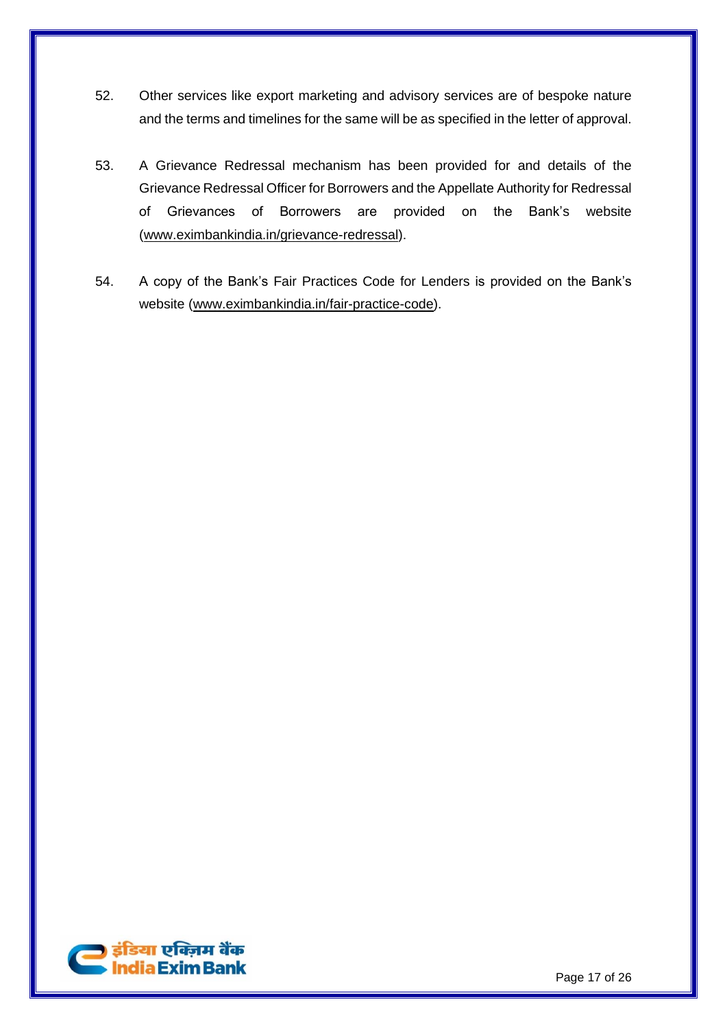52. Other services like export marketing and advisory services are of bespoke nature and the terms and timelines for the same will be as specified in the letter of approval.

53. A Grievance Redressal mechanism has been provided for and details of the Grievance Redressal Officer for Borrowers and the Appellate Authority for Redressal of Grievances of Borrowers are provided on the Bank's website (www.eximbankindia.in/grievance-redressal).

54. A copy of the Bank's Fair Practices Code for Lenders is provided on the Bank's website (www.eximbankindia.in/fair-practice-code).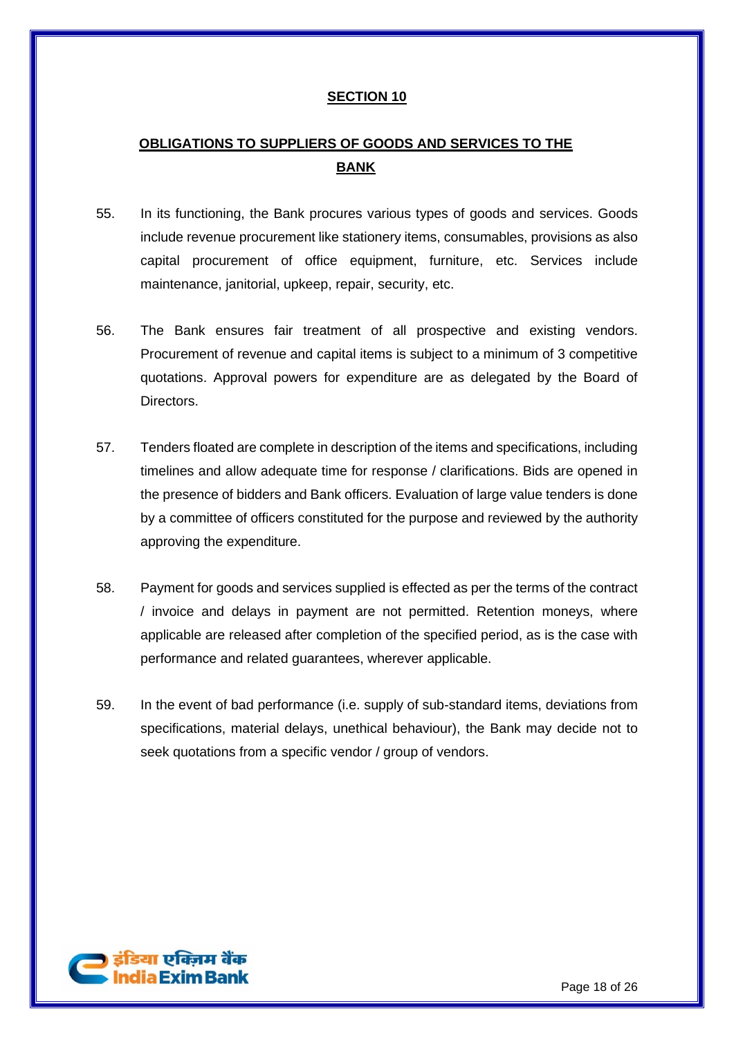## SECTION 10

## OBLIGATIONS TO SUPPLIERS OF GOODS AND SERVICES TO THE BANK

55. In its functioning, the Bank procures various types of goods and services. Goods include revenue procurement like stationery items, consumables, provisions as also capital procurement of office equipment, furniture, etc. Services include maintenance, janitorial, upkeep, repair, security, etc.

56. The Bank ensures fair treatment of all prospective and existing vendors. Procurement of revenue and capital items is subject to a minimum of 3 competitive quotations. Approval powers for expenditure are as delegated by the Board of Directors.

57. Tenders floated are complete in description of the items and specifications, including timelines and allow adequate time for response / clarifications. Bids are opened in the presence of bidders and Bank officers. Evaluation of large value tenders is done by a committee of officers constituted for the purpose and reviewed by the authority approving the expenditure.

58. Payment for goods and services supplied is effected as per the terms of the contract / invoice and delays in payment are not permitted. Retention moneys, where applicable are released after completion of the specified period, as is the case with performance and related guarantees, wherever applicable.

59. In the event of bad performance (i.e. supply of sub-standard items, deviations from specifications, material delays, unethical behaviour), the Bank may decide not to seek quotations from a specific vendor / group of vendors.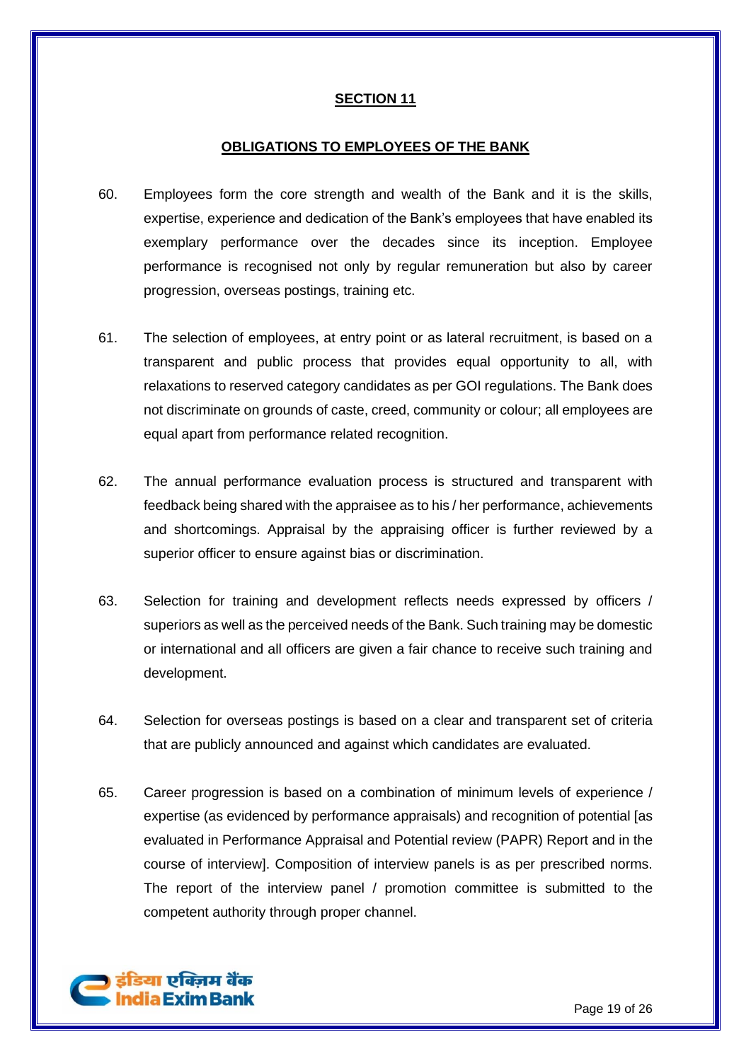## SECTION 11

## OBLIGATIONS TO EMPLOYEES OF THE BANK

60. Employees form the core strength and wealth of the Bank and it is the skills, expertise, experience and dedication of the Bank's employees that have enabled its exemplary performance over the decades since its inception. Employee performance is recognised not only by regular remuneration but also by career progression, overseas postings, training etc.

61. The selection of employees, at entry point or as lateral recruitment, is based on a transparent and public process that provides equal opportunity to all, with relaxations to reserved category candidates as per GOI regulations. The Bank does not discriminate on grounds of caste, creed, community or colour; all employees are equal apart from performance related recognition.

62. The annual performance evaluation process is structured and transparent with feedback being shared with the appraisee as to his / her performance, achievements and shortcomings. Appraisal by the appraising officer is further reviewed by a superior officer to ensure against bias or discrimination.

63. Selection for training and development reflects needs expressed by officers / superiors as well as the perceived needs of the Bank. Such training may be domestic or international and all officers are given a fair chance to receive such training and development.

64. Selection for overseas postings is based on a clear and transparent set of criteria that are publicly announced and against which candidates are evaluated.

65. Career progression is based on a combination of minimum levels of experience / expertise (as evidenced by performance appraisals) and recognition of potential [as evaluated in Performance Appraisal and Potential review (PAPR) Report and in the course of interview]. Composition of interview panels is as per prescribed norms. The report of the interview panel / promotion committee is submitted to the competent authority through proper channel.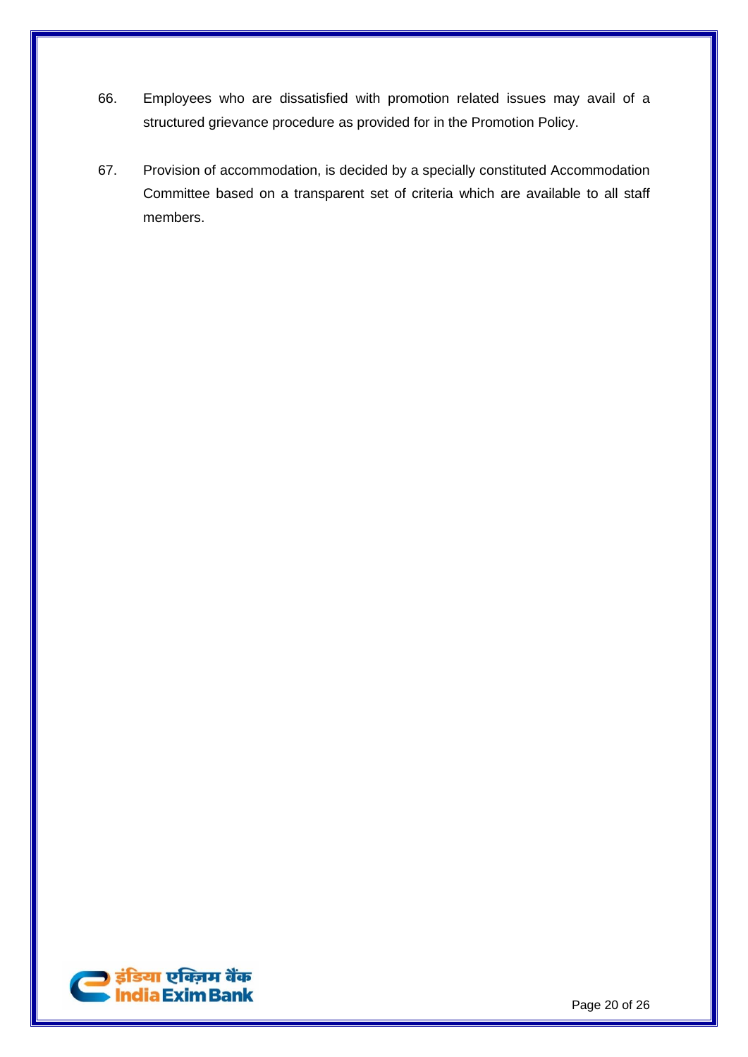66. Employees who are dissatisfied with promotion related issues may avail of a structured grievance procedure as provided for in the Promotion Policy.

67. Provision of accommodation, is decided by a specially constituted Accommodation Committee based on a transparent set of criteria which are available to all staff members.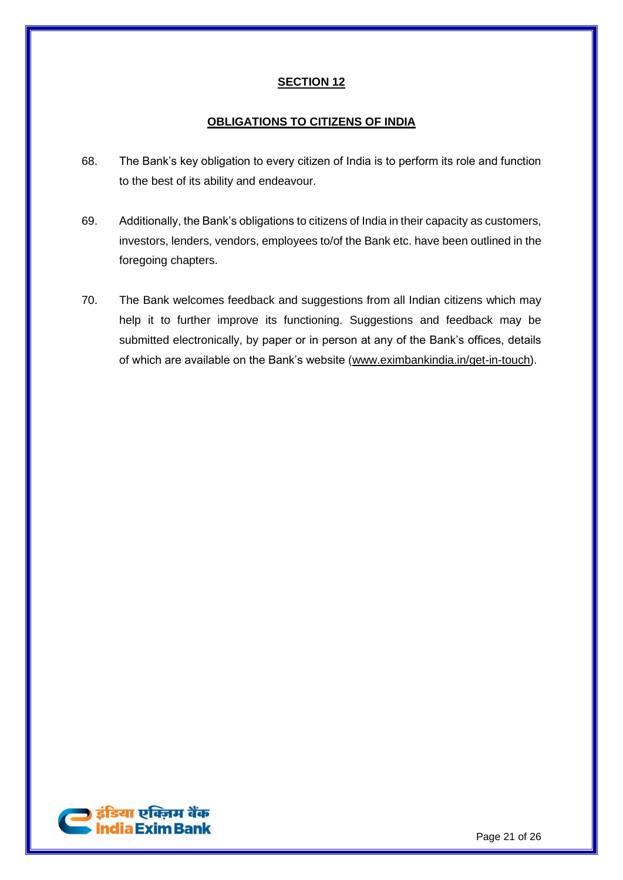## SECTION 12

### OBLIGATIONS TO CITIZENS OF INDIA

68. The Bank's key obligation to every citizen of India is to perform its role and function to the best of its ability and endeavour.

69. Additionally, the Bank's obligations to citizens of India in their capacity as customers, investors, lenders, vendors, employees to/of the Bank etc. have been outlined in the foregoing chapters.

70. The Bank welcomes feedback and suggestions from all Indian citizens which may help it to further improve its functioning. Suggestions and feedback may be submitted electronically, by paper or in person at any of the Bank's offices, details of which are available on the Bank's website (www.eximbankindia.in/get-in-touch).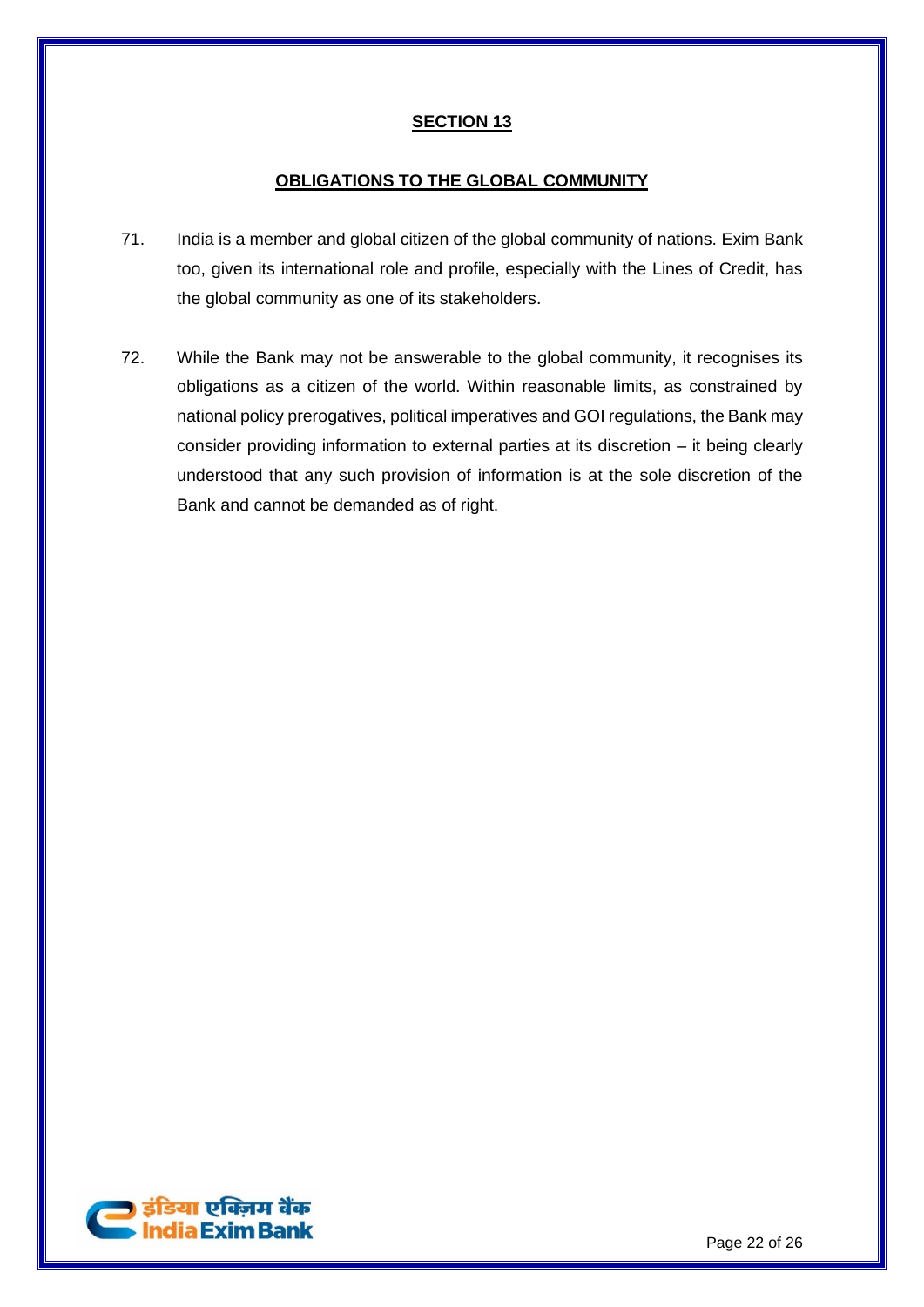## SECTION 13

## OBLIGATIONS TO THE GLOBAL COMMUNITY

71. India is a member and global citizen of the global community of nations. Exim Bank too, given its international role and profile, especially with the Lines of Credit, has the global community as one of its stakeholders.

72. While the Bank may not be answerable to the global community, it recognises its obligations as a citizen of the world. Within reasonable limits, as constrained by national policy prerogatives, political imperatives and GOI regulations, the Bank may consider providing information to external parties at its discretion – it being clearly understood that any such provision of information is at the sole discretion of the Bank and cannot be demanded as of right.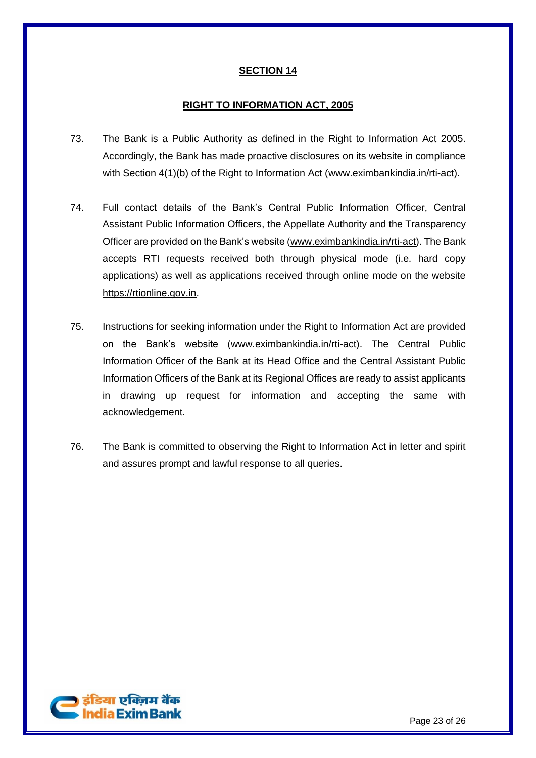## SECTION 14

## RIGHT TO INFORMATION ACT, 2005

73. The Bank is a Public Authority as defined in the Right to Information Act 2005. Accordingly, the Bank has made proactive disclosures on its website in compliance with Section 4(1)(b) of the Right to Information Act (www.eximbankindia.in/rti-act).

74. Full contact details of the Bank's Central Public Information Officer, Central Assistant Public Information Officers, the Appellate Authority and the Transparency Officer are provided on the Bank's website (www.eximbankindia.in/rti-act). The Bank accepts RTI requests received both through physical mode (i.e. hard copy applications) as well as applications received through online mode on the website https://rtionline.gov.in.

75. Instructions for seeking information under the Right to Information Act are provided on the Bank's website (www.eximbankindia.in/rti-act). The Central Public Information Officer of the Bank at its Head Office and the Central Assistant Public Information Officers of the Bank at its Regional Offices are ready to assist applicants in drawing up request for information and accepting the same with acknowledgement.

76. The Bank is committed to observing the Right to Information Act in letter and spirit and assures prompt and lawful response to all queries.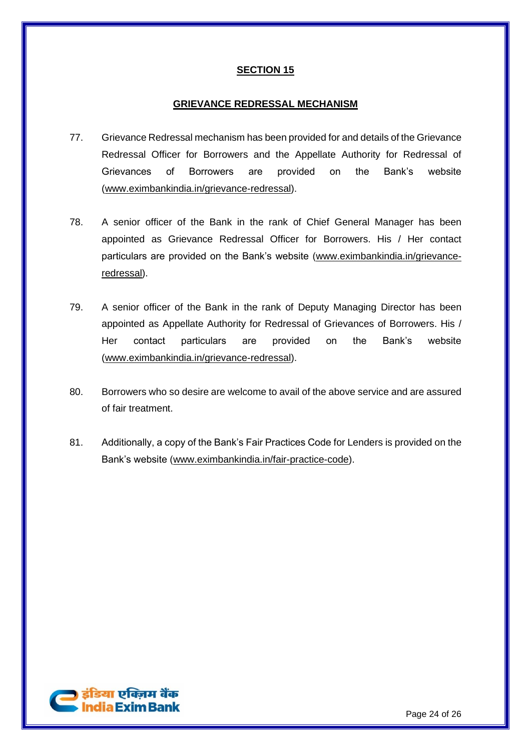## SECTION 15

### GRIEVANCE REDRESSAL MECHANISM

77. Grievance Redressal mechanism has been provided for and details of the Grievance Redressal Officer for Borrowers and the Appellate Authority for Redressal of Grievances of Borrowers are provided on the Bank's website (www.eximbankindia.in/grievance-redressal).

78. A senior officer of the Bank in the rank of Chief General Manager has been appointed as Grievance Redressal Officer for Borrowers. His / Her contact particulars are provided on the Bank's website (www.eximbankindia.in/grievance-redressal).

79. A senior officer of the Bank in the rank of Deputy Managing Director has been appointed as Appellate Authority for Redressal of Grievances of Borrowers. His / Her contact particulars are provided on the Bank's website (www.eximbankindia.in/grievance-redressal).

80. Borrowers who so desire are welcome to avail of the above service and are assured of fair treatment.

81. Additionally, a copy of the Bank's Fair Practices Code for Lenders is provided on the Bank's website (www.eximbankindia.in/fair-practice-code).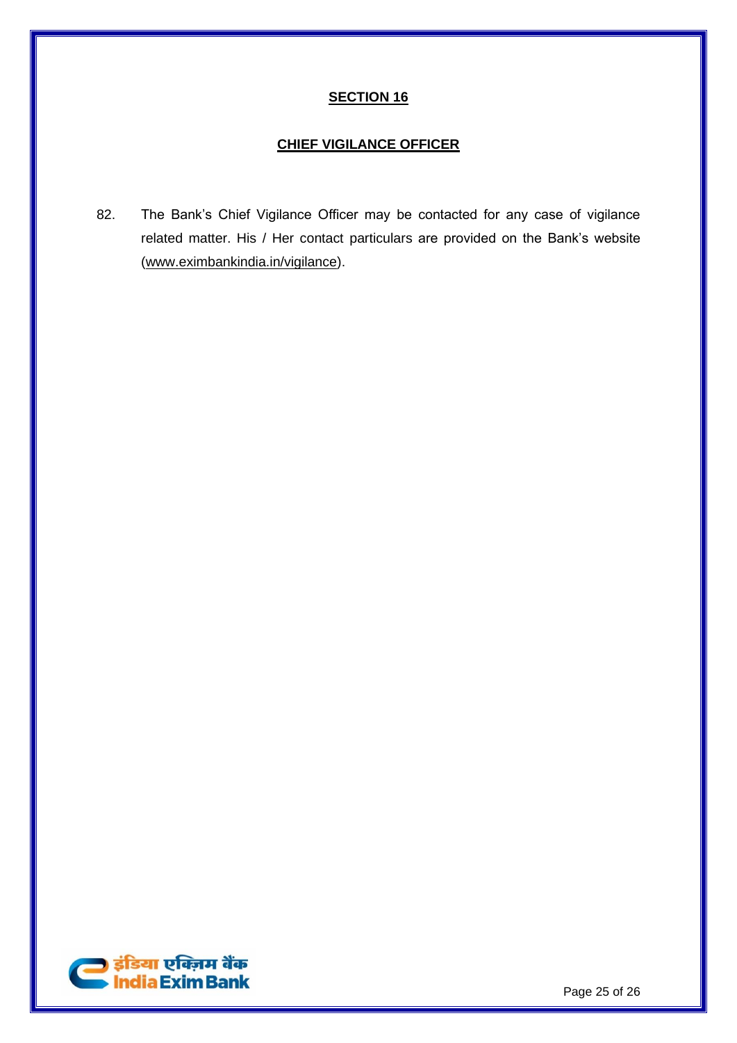## SECTION 16

### CHIEF VIGILANCE OFFICER

82. The Bank's Chief Vigilance Officer may be contacted for any case of vigilance related matter. His / Her contact particulars are provided on the Bank's website (www.eximbankindia.in/vigilance).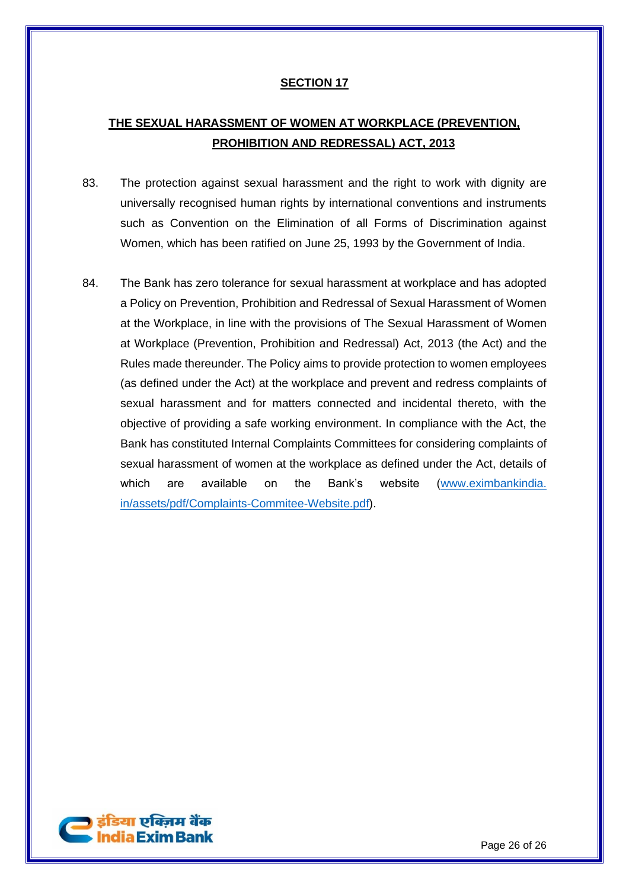## SECTION 17

## THE SEXUAL HARASSMENT OF WOMEN AT WORKPLACE (PREVENTION, PROHIBITION AND REDRESSAL) ACT, 2013

83. The protection against sexual harassment and the right to work with dignity are universally recognised human rights by international conventions and instruments such as Convention on the Elimination of all Forms of Discrimination against Women, which has been ratified on June 25, 1993 by the Government of India.

84. The Bank has zero tolerance for sexual harassment at workplace and has adopted a Policy on Prevention, Prohibition and Redressal of Sexual Harassment of Women at the Workplace, in line with the provisions of The Sexual Harassment of Women at Workplace (Prevention, Prohibition and Redressal) Act, 2013 (the Act) and the Rules made thereunder. The Policy aims to provide protection to women employees (as defined under the Act) at the workplace and prevent and redress complaints of sexual harassment and for matters connected and incidental thereto, with the objective of providing a safe working environment. In compliance with the Act, the Bank has constituted Internal Complaints Committees for considering complaints of sexual harassment of women at the workplace as defined under the Act, details of which are available on the Bank's website (www.eximbankindia.in/assets/pdf/Complaints-Commitee-Website.pdf).